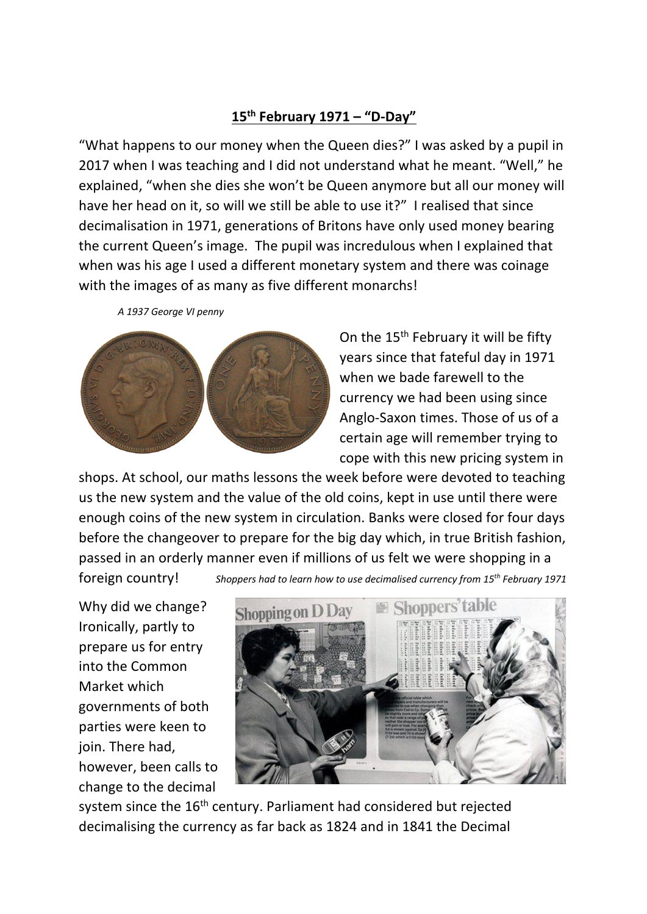## 15th February 1971 – "D-Day"

"What happens to our money when the Queen dies?" I was asked by a pupil in 2017 when I was teaching and I did not understand what he meant. "Well," he explained, "when she dies she won't be Queen anymore but all our money will have her head on it, so will we still be able to use it?" I realised that since decimalisation in 1971, generations of Britons have only used money bearing the current Queen's image. The pupil was incredulous when I explained that when was his age I used a different monetary system and there was coinage with the images of as many as five different monarchs!

*A 1937 George VI penny*

On the 15th February it will be fifty years since that fateful day in 1971 when we bade farewell to the currency we had been using since Anglo-Saxon times. Those of us of a certain age will remember trying to cope with this new pricing system in shops. At school, our maths lessons the week before were devoted to teaching us the new system and the value of the old coins, kept in use until there were enough coins of the new system in circulation. Banks were closed for four days before the changeover to prepare for the big day which, in true British fashion, passed in an orderly manner even if millions of us felt we were shopping in a foreign country!

*Shoppers had to learn how to use decimalised currency from 15th February 1971*

Why did we change? Ironically, partly to prepare us for entry into the Common Market which governments of both parties were keen to join. There had, however, been calls to change to the decimal system since the 16th century. Parliament had considered but rejected decimalising the currency as far back as 1824 and in 1841 the Decimal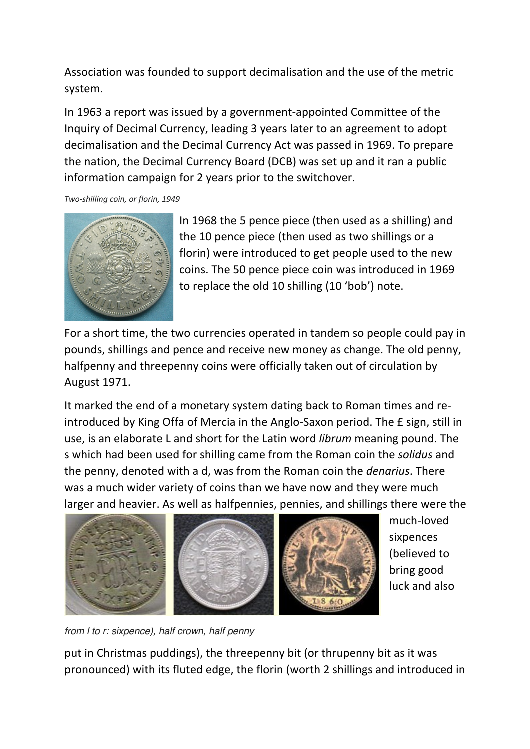Association was founded to support decimalisation and the use of the metric system.

In 1963 a report was issued by a government-appointed Committee of the Inquiry of Decimal Currency, leading 3 years later to an agreement to adopt decimalisation and the Decimal Currency Act was passed in 1969. To prepare the nation, the Decimal Currency Board (DCB) was set up and it ran a public information campaign for 2 years prior to the switchover.

*Two-shilling coin, or florin, 1949*

In 1968 the 5 pence piece (then used as a shilling) and the 10 pence piece (then used as two shillings or a florin) were introduced to get people used to the new coins. The 50 pence piece coin was introduced in 1969 to replace the old 10 shilling (10 'bob') note.

For a short time, the two currencies operated in tandem so people could pay in pounds, shillings and pence and receive new money as change. The old penny, halfpenny and threepenny coins were officially taken out of circulation by August 1971.

It marked the end of a monetary system dating back to Roman times and re-introduced by King Offa of Mercia in the Anglo-Saxon period. The £ sign, still in use, is an elaborate L and short for the Latin word *librum* meaning pound. The s which had been used for shilling came from the Roman coin the *solidus* and the penny, denoted with a d, was from the Roman coin the *denarius*. There was a much wider variety of coins than we have now and they were much larger and heavier. As well as halfpennies, pennies, and shillings there were the much-loved sixpences (believed to bring good luck and also put in Christmas puddings), the threepenny bit (or thrupenny bit as it was pronounced) with its fluted edge, the florin (worth 2 shillings and introduced in

*from l to r: sixpence), half crown, half penny*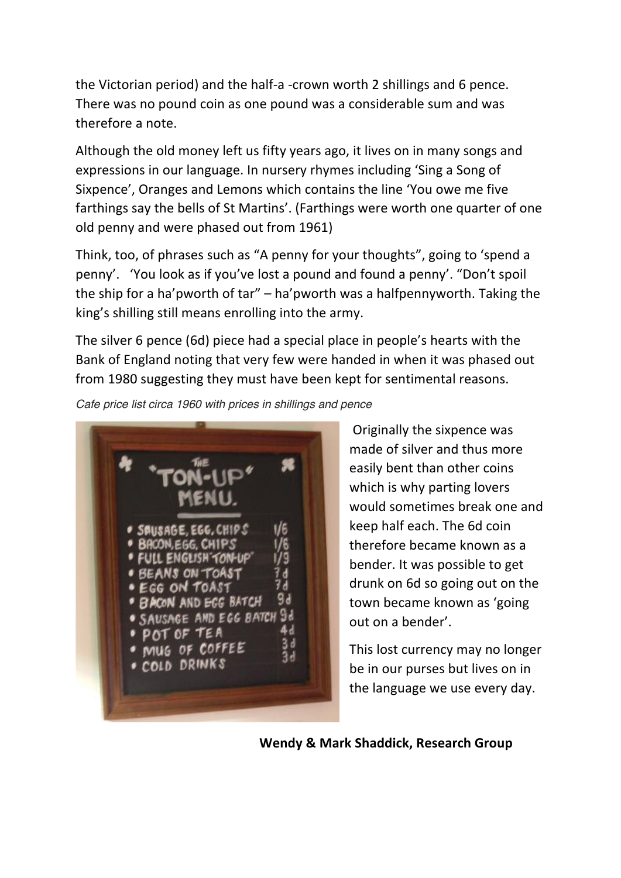the Victorian period) and the half-a -crown worth 2 shillings and 6 pence. There was no pound coin as one pound was a considerable sum and was therefore a note.

Although the old money left us fifty years ago, it lives on in many songs and expressions in our language. In nursery rhymes including 'Sing a Song of Sixpence', Oranges and Lemons which contains the line 'You owe me five farthings say the bells of St Martins'. (Farthings were worth one quarter of one old penny and were phased out from 1961)

Think, too, of phrases such as "A penny for your thoughts", going to 'spend a penny'. 'You look as if you've lost a pound and found a penny'. "Don't spoil the ship for a ha'pworth of tar" – ha'pworth was a halfpennyworth. Taking the king's shilling still means enrolling into the army.

The silver 6 pence (6d) piece had a special place in people's hearts with the Bank of England noting that very few were handed in when it was phased out from 1980 suggesting they must have been kept for sentimental reasons.

*Cafe price list circa 1960 with prices in shillings and pence*

Originally the sixpence was made of silver and thus more easily bent than other coins which is why parting lovers would sometimes break one and keep half each. The 6d coin therefore became known as a bender. It was possible to get drunk on 6d so going out on the town became known as 'going out on a bender'.

This lost currency may no longer be in our purses but lives on in the language we use every day.

**Wendy & Mark Shaddick, Research Group**